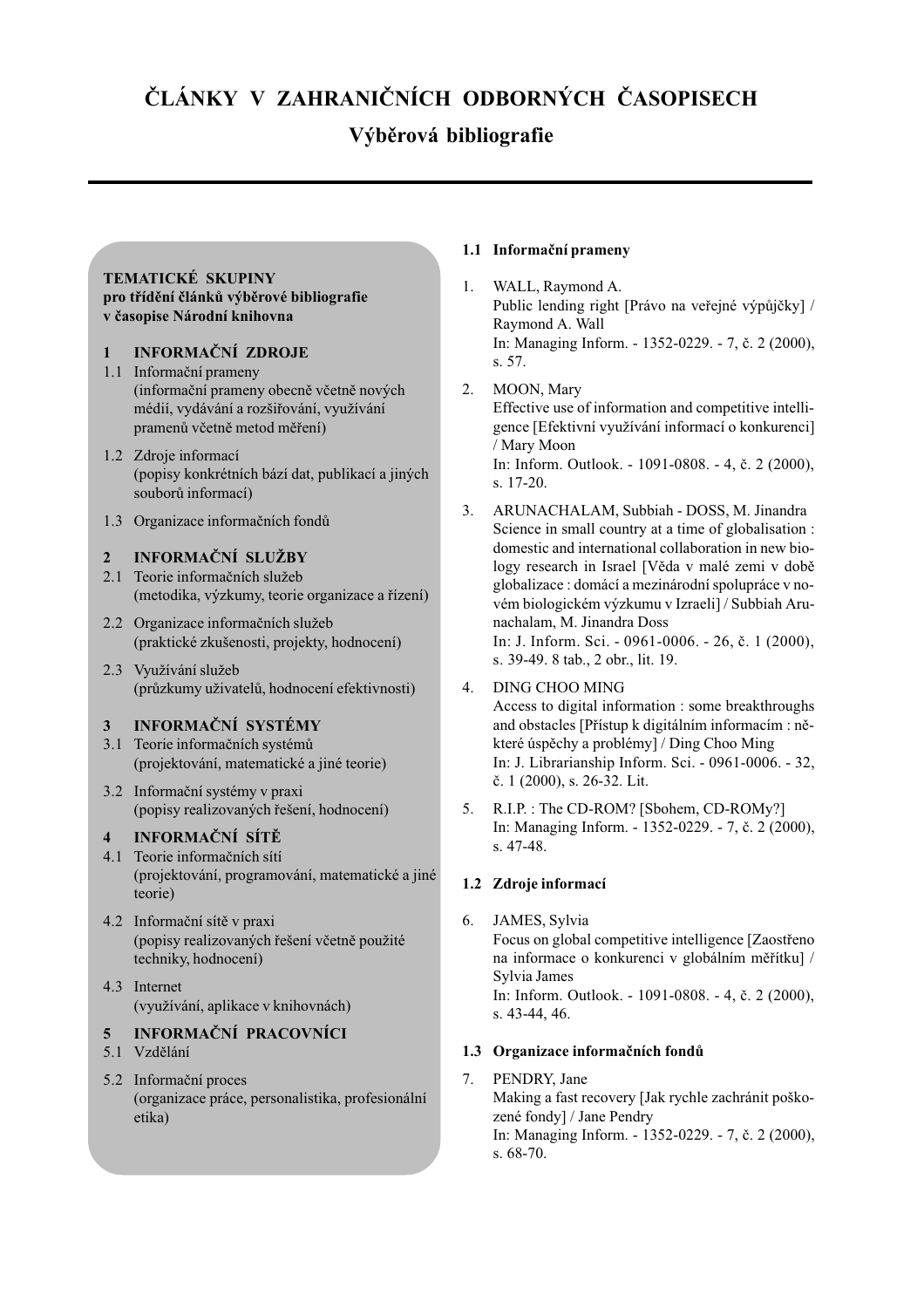# ČLÁNKY V ZAHRANIČNÍCH ODBORNÝCH ČASOPISECH

## Výběrová bibliografie

**TEMATICKÉ SKUPINY**
**pro třídění článků výběrové bibliografie**
**v časopise Národní knihovna**

**1 INFORMAČNÍ ZDROJE**

1.1 Informační prameny
(informační prameny obecně včetně nových médií, vydávání a rozšiřování, využívání pramenů včetně metod měření)

1.2 Zdroje informací
(popisy konkrétních bází dat, publikací a jiných souborů informací)

1.3 Organizace informačních fondů

**2 INFORMAČNÍ SLUŽBY**

2.1 Teorie informačních služeb
(metodika, výzkumy, teorie organizace a řízení)

2.2 Organizace informačních služeb
(praktické zkušenosti, projekty, hodnocení)

2.3 Využívání služeb
(průzkumy uživatelů, hodnocení efektivnosti)

**3 INFORMAČNÍ SYSTÉMY**

3.1 Teorie informačních systémů
(projektování, matematické a jiné teorie)

3.2 Informační systémy v praxi
(popisy realizovaných řešení, hodnocení)

**4 INFORMAČNÍ SÍTĚ**

4.1 Teorie informačních sítí
(projektování, programování, matematické a jiné teorie)

4.2 Informační sítě v praxi
(popisy realizovaných řešení včetně použité techniky, hodnocení)

4.3 Internet
(využívání, aplikace v knihovnách)

**5 INFORMAČNÍ PRACOVNÍCI**

5.1 Vzdělání

5.2 Informační proces
(organizace práce, personalistika, profesionální etika)

### 1.1 Informační prameny

1. WALL, Raymond A.
Public lending right [Právo na veřejné výpůjčky] / Raymond A. Wall
In: Managing Inform. - 1352-0229. - 7, č. 2 (2000), s. 57.

2. MOON, Mary
Effective use of information and competitive intelligence [Efektivní využívání informací o konkurenci] / Mary Moon
In: Inform. Outlook. - 1091-0808. - 4, č. 2 (2000), s. 17-20.

3. ARUNACHALAM, Subbiah - DOSS, M. Jinandra
Science in small country at a time of globalisation : domestic and international collaboration in new biology research in Israel [Věda v malé zemi v době globalizace : domácí a mezinárodní spolupráce v novém biologickém výzkumu v Izraeli] / Subbiah Arunachalam, M. Jinandra Doss
In: J. Inform. Sci. - 0961-0006. - 26, č. 1 (2000), s. 39-49. 8 tab., 2 obr., lit. 19.

4. DING CHOO MING
Access to digital information : some breakthroughs and obstacles [Přístup k digitálním informacím : některé úspěchy a problémy] / Ding Choo Ming
In: J. Librarianship Inform. Sci. - 0961-0006. - 32, č. 1 (2000), s. 26-32. Lit.

5. R.I.P. : The CD-ROM? [Sbohem, CD-ROMy?]
In: Managing Inform. - 1352-0229. - 7, č. 2 (2000), s. 47-48.

### 1.2 Zdroje informací

6. JAMES, Sylvia
Focus on global competitive intelligence [Zaostřeno na informace o konkurenci v globálním měřítku] / Sylvia James
In: Inform. Outlook. - 1091-0808. - 4, č. 2 (2000), s. 43-44, 46.

### 1.3 Organizace informačních fondů

7. PENDRY, Jane
Making a fast recovery [Jak rychle zachránit poškozené fondy] / Jane Pendry
In: Managing Inform. - 1352-0229. - 7, č. 2 (2000), s. 68-70.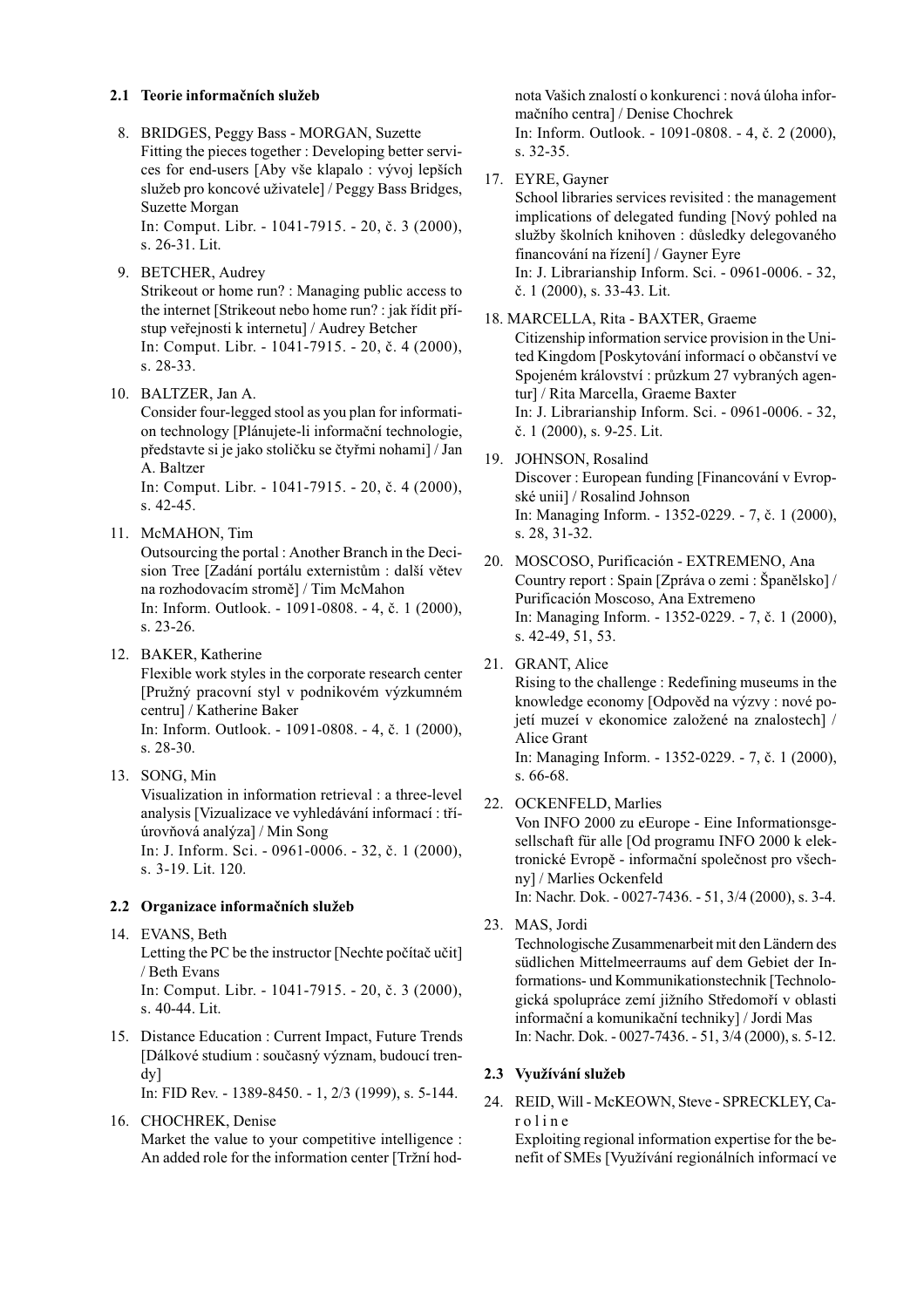## 2.1 Teorie informačních služeb

8. BRIDGES, Peggy Bass - MORGAN, Suzette
   Fitting the pieces together : Developing better services for end-users [Aby vše klapalo : vývoj lepších služeb pro koncové uživatele] / Peggy Bass Bridges, Suzette Morgan
   In: Comput. Libr. - 1041-7915. - 20, č. 3 (2000), s. 26-31. Lit.

9. BETCHER, Audrey
   Strikeout or home run? : Managing public access to the internet [Strikeout nebo home run? : jak řídit přístup veřejnosti k internetu] / Audrey Betcher
   In: Comput. Libr. - 1041-7915. - 20, č. 4 (2000), s. 28-33.

10. BALTZER, Jan A.
    Consider four-legged stool as you plan for information technology [Plánujete-li informační technologie, představte si je jako stoličku se čtyřmi nohami] / Jan A. Baltzer
    In: Comput. Libr. - 1041-7915. - 20, č. 4 (2000), s. 42-45.

11. McMAHON, Tim
    Outsourcing the portal : Another Branch in the Decision Tree [Zadání portálu externistům : další větev na rozhodovacím stromě] / Tim McMahon
    In: Inform. Outlook. - 1091-0808. - 4, č. 1 (2000), s. 23-26.

12. BAKER, Katherine
    Flexible work styles in the corporate research center [Pružný pracovní styl v podnikovém výzkumném centru] / Katherine Baker
    In: Inform. Outlook. - 1091-0808. - 4, č. 1 (2000), s. 28-30.

13. SONG, Min
    Visualization in information retrieval : a three-level analysis [Vizualizace ve vyhledávání informací : tříúrovňová analýza] / Min Song
    In: J. Inform. Sci. - 0961-0006. - 32, č. 1 (2000), s. 3-19. Lit. 120.

## 2.2 Organizace informačních služeb

14. EVANS, Beth
    Letting the PC be the instructor [Nechte počítač učit] / Beth Evans
    In: Comput. Libr. - 1041-7915. - 20, č. 3 (2000), s. 40-44. Lit.

15. Distance Education : Current Impact, Future Trends [Dálkové studium : současný význam, budoucí trendy]
    In: FID Rev. - 1389-8450. - 1, 2/3 (1999), s. 5-144.

16. CHOCHREK, Denise
    Market the value to your competitive intelligence : An added role for the information center [Tržní hodnota Vašich znalostí o konkurenci : nová úloha informačního centra] / Denise Chochrek
    In: Inform. Outlook. - 1091-0808. - 4, č. 2 (2000), s. 32-35.

17. EYRE, Gayner
    School libraries services revisited : the management implications of delegated funding [Nový pohled na služby školních knihoven : důsledky delegovaného financování na řízení] / Gayner Eyre
    In: J. Librarianship Inform. Sci. - 0961-0006. - 32, č. 1 (2000), s. 33-43. Lit.

18. MARCELLA, Rita - BAXTER, Graeme
    Citizenship information service provision in the United Kingdom [Poskytování informací o občanství ve Spojeném království : průzkum 27 vybraných agentur] / Rita Marcella, Graeme Baxter
    In: J. Librarianship Inform. Sci. - 0961-0006. - 32, č. 1 (2000), s. 9-25. Lit.

19. JOHNSON, Rosalind
    Discover : European funding [Financování v Evropské unii] / Rosalind Johnson
    In: Managing Inform. - 1352-0229. - 7, č. 1 (2000), s. 28, 31-32.

20. MOSCOSO, Purificación - EXTREMENO, Ana
    Country report : Spain [Zpráva o zemi : Španělsko] / Purificación Moscoso, Ana Extremeno
    In: Managing Inform. - 1352-0229. - 7, č. 1 (2000), s. 42-49, 51, 53.

21. GRANT, Alice
    Rising to the challenge : Redefining museums in the knowledge economy [Odpověď na výzvy : nové pojetí muzeí v ekonomice založené na znalostech] / Alice Grant
    In: Managing Inform. - 1352-0229. - 7, č. 1 (2000), s. 66-68.

22. OCKENFELD, Marlies
    Von INFO 2000 zu eEurope - Eine Informationsgesellschaft für alle [Od programu INFO 2000 k elektronické Evropě - informační společnost pro všechny] / Marlies Ockenfeld
    In: Nachr. Dok. - 0027-7436. - 51, 3/4 (2000), s. 3-4.

23. MAS, Jordi
    Technologische Zusammenarbeit mit den Ländern des südlichen Mittelmeerraums auf dem Gebiet der Informations- und Kommunikationstechnik [Technologická spolupráce zemí jižního Středomoří v oblasti informační a komunikační techniky] / Jordi Mas
    In: Nachr. Dok. - 0027-7436. - 51, 3/4 (2000), s. 5-12.

## 2.3 Využívání služeb

24. REID, Will - McKEOWN, Steve - SPRECKLEY, Caroline
    Exploiting regional information expertise for the benefit of SMEs [Využívání regionálních informací ve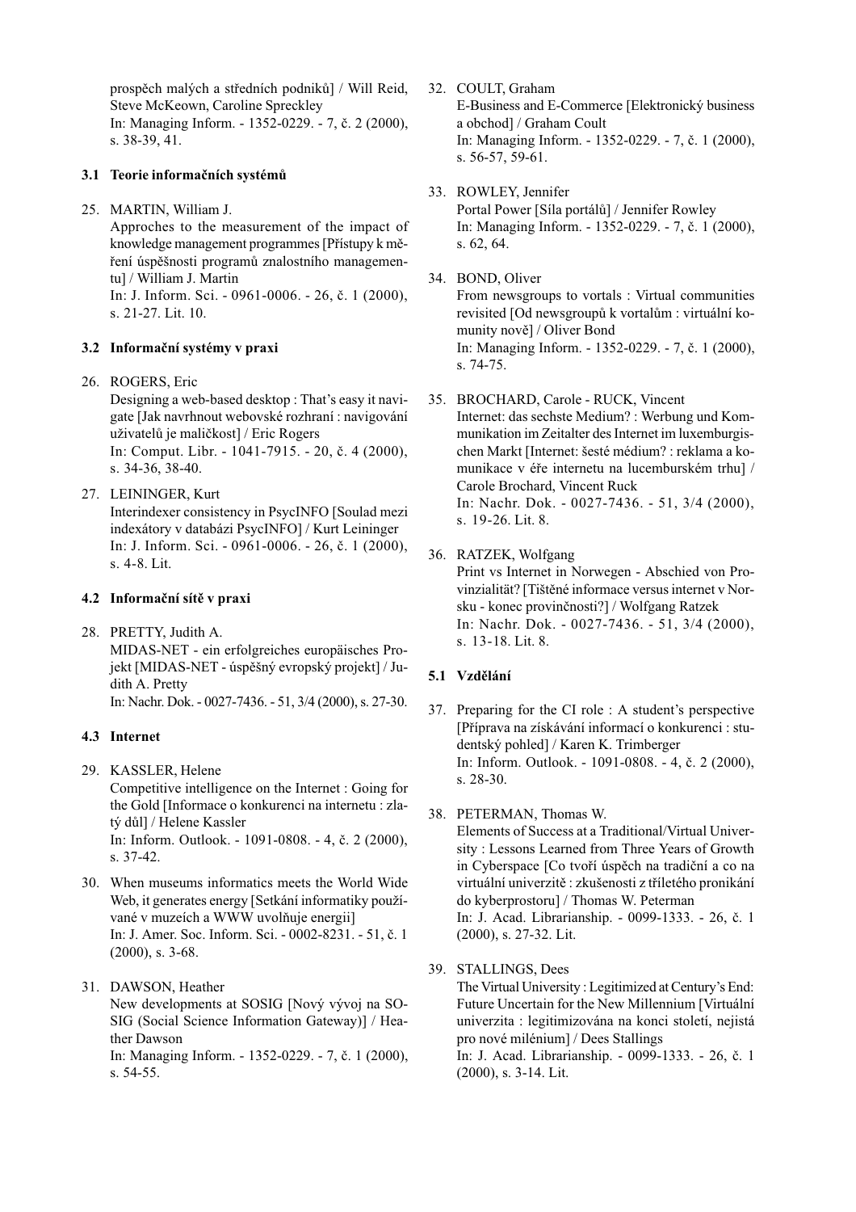prospěch malých a středních podniků] / Will Reid, Steve McKeown, Caroline Spreckley
In: Managing Inform. - 1352-0229. - 7, č. 2 (2000), s. 38-39, 41.

### 3.1 Teorie informačních systémů

25. MARTIN, William J.
Approches to the measurement of the impact of knowledge management programmes [Přístupy k měření úspěšnosti programů znalostního managementu] / William J. Martin
In: J. Inform. Sci. - 0961-0006. - 26, č. 1 (2000), s. 21-27. Lit. 10.

### 3.2 Informační systémy v praxi

26. ROGERS, Eric
Designing a web-based desktop : That's easy it navigate [Jak navrhnout webovské rozhraní : navigování uživatelů je maličkost] / Eric Rogers
In: Comput. Libr. - 1041-7915. - 20, č. 4 (2000), s. 34-36, 38-40.

27. LEININGER, Kurt
Interindexer consistency in PsycINFO [Soulad mezi indexátory v databázi PsycINFO] / Kurt Leininger
In: J. Inform. Sci. - 0961-0006. - 26, č. 1 (2000), s. 4-8. Lit.

### 4.2 Informační sítě v praxi

28. PRETTY, Judith A.
MIDAS-NET - ein erfolgreiches europäisches Projekt [MIDAS-NET - úspěšný evropský projekt] / Judith A. Pretty
In: Nachr. Dok. - 0027-7436. - 51, 3/4 (2000), s. 27-30.

### 4.3 Internet

29. KASSLER, Helene
Competitive intelligence on the Internet : Going for the Gold [Informace o konkurenci na internetu : zlatý důl] / Helene Kassler
In: Inform. Outlook. - 1091-0808. - 4, č. 2 (2000), s. 37-42.

30. When museums informatics meets the World Wide Web, it generates energy [Setkání informatiky používané v muzeích a WWW uvolňuje energii]
In: J. Amer. Soc. Inform. Sci. - 0002-8231. - 51, č. 1 (2000), s. 3-68.

31. DAWSON, Heather
New developments at SOSIG [Nový vývoj na SOSIG (Social Science Information Gateway)] / Heather Dawson
In: Managing Inform. - 1352-0229. - 7, č. 1 (2000), s. 54-55.

32. COULT, Graham
E-Business and E-Commerce [Elektronický business a obchod] / Graham Coult
In: Managing Inform. - 1352-0229. - 7, č. 1 (2000), s. 56-57, 59-61.

33. ROWLEY, Jennifer
Portal Power [Síla portálů] / Jennifer Rowley
In: Managing Inform. - 1352-0229. - 7, č. 1 (2000), s. 62, 64.

34. BOND, Oliver
From newsgroups to vortals : Virtual communities revisited [Od newsgroupů k vortalům : virtuální komunity nově] / Oliver Bond
In: Managing Inform. - 1352-0229. - 7, č. 1 (2000), s. 74-75.

35. BROCHARD, Carole - RUCK, Vincent
Internet: das sechste Medium? : Werbung und Kommunikation im Zeitalter des Internet im luxemburgischen Markt [Internet: šesté médium? : reklama a komunikace v éře internetu na lucemburském trhu] / Carole Brochard, Vincent Ruck
In: Nachr. Dok. - 0027-7436. - 51, 3/4 (2000), s. 19-26. Lit. 8.

36. RATZEK, Wolfgang
Print vs Internet in Norwegen - Abschied von Provinzialität? [Tištěné informace versus internet v Norsku - konec provinčnosti?] / Wolfgang Ratzek
In: Nachr. Dok. - 0027-7436. - 51, 3/4 (2000), s. 13-18. Lit. 8.

### 5.1 Vzdělání

37. Preparing for the CI role : A student's perspective [Příprava na získávání informací o konkurenci : studentský pohled] / Karen K. Trimberger
In: Inform. Outlook. - 1091-0808. - 4, č. 2 (2000), s. 28-30.

38. PETERMAN, Thomas W.
Elements of Success at a Traditional/Virtual University : Lessons Learned from Three Years of Growth in Cyberspace [Co tvoří úspěch na tradiční a co na virtuální univerzitě : zkušenosti z tříletého pronikání do kyberprostoru] / Thomas W. Peterman
In: J. Acad. Librarianship. - 0099-1333. - 26, č. 1 (2000), s. 27-32. Lit.

39. STALLINGS, Dees
The Virtual University : Legitimized at Century's End: Future Uncertain for the New Millennium [Virtuální univerzita : legitimizována na konci století, nejistá pro nové milénium] / Dees Stallings
In: J. Acad. Librarianship. - 0099-1333. - 26, č. 1 (2000), s. 3-14. Lit.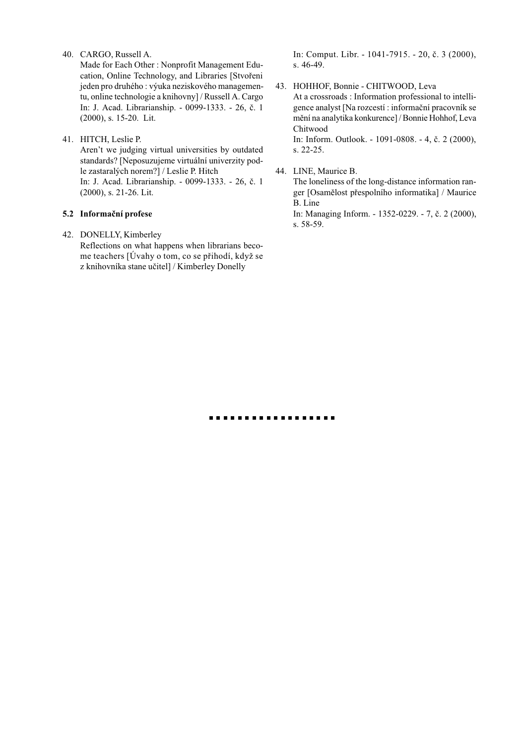40. CARGO, Russell A.
    Made for Each Other : Nonprofit Management Education, Online Technology, and Libraries [Stvořeni jeden pro druhého : výuka neziskového managementu, online technologie a knihovny] / Russell A. Cargo
    In: J. Acad. Librarianship. - 0099-1333. - 26, č. 1 (2000), s. 15-20. Lit.

41. HITCH, Leslie P.
    Aren't we judging virtual universities by outdated standards? [Neposuzujeme virtuální univerzity podle zastaralých norem?] / Leslie P. Hitch
    In: J. Acad. Librarianship. - 0099-1333. - 26, č. 1 (2000), s. 21-26. Lit.

### 5.2 Informační profese

42. DONELLY, Kimberley
    Reflections on what happens when librarians become teachers [Úvahy o tom, co se přihodí, když se z knihovníka stane učitel] / Kimberley Donelly
    In: Comput. Libr. - 1041-7915. - 20, č. 3 (2000), s. 46-49.

43. HOHHOF, Bonnie - CHITWOOD, Leva
    At a crossroads : Information professional to intelligence analyst [Na rozcestí : informační pracovník se mění na analytika konkurence] / Bonnie Hohhof, Leva Chitwood
    In: Inform. Outlook. - 1091-0808. - 4, č. 2 (2000), s. 22-25.

44. LINE, Maurice B.
    The loneliness of the long-distance information ranger [Osamělost přespolního informatika] / Maurice B. Line
    In: Managing Inform. - 1352-0229. - 7, č. 2 (2000), s. 58-59.